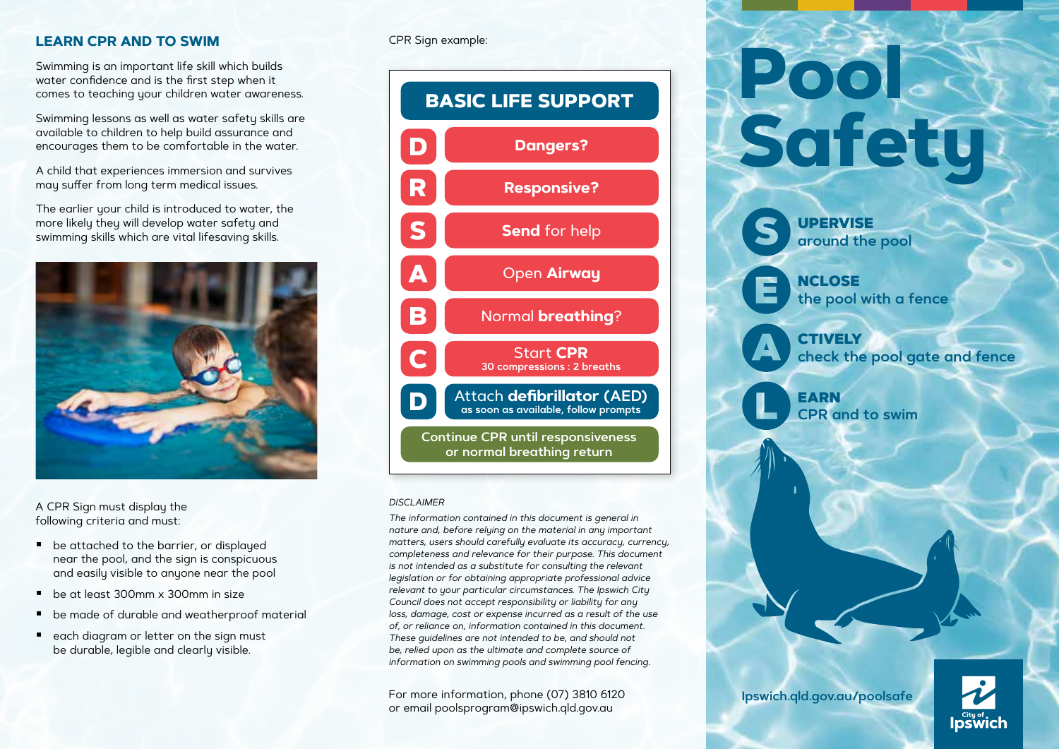## LEARN CPR AND TO SWIM

Swimming is an important life skill which builds water confidence and is the first step when it comes to teaching your children water awareness.

Swimming lessons as well as water safety skills are available to children to help build assurance and encourages them to be comfortable in the water.

A child that experiences immersion and survives may suffer from long term medical issues.

The earlier your child is introduced to water, the more likely they will develop water safety and swimming skills which are vital lifesaving skills.

A CPR Sign must display the following criteria and must:

- be attached to the barrier, or displayed near the pool, and the sign is conspicuous and easily visible to anyone near the pool
- be at least 300mm x 300mm in size
- be made of durable and weatherproof material
- each diagram or letter on the sign must be durable, legible and clearly visible.

CPR Sign example:

**BASIC LIFE SUPPORT**

- **D** – **Dangers?**
- **R** – **Responsive?**
- **S** – **Send** for help
- **A** – Open **Airway**
- **B** – Normal **breathing**?
- **C** – Start **CPR** 30 compressions : 2 breaths
- **D** – Attach **defibrillator** (AED) as soon as available, follow prompts

Continue CPR until responsiveness or normal breathing return

*DISCLAIMER*

*The information contained in this document is general in nature and, before relying on the material in any important matters, users should carefully evaluate its accuracy, currency, completeness and relevance for their purpose. This document is not intended as a substitute for consulting the relevant legislation or for obtaining appropriate professional advice relevant to your particular circumstances. The Ipswich City Council does not accept responsibility or liability for any loss, damage, cost or expense incurred as a result of the use of, or reliance on, information contained in this document. These guidelines are not intended to be, and should not be, relied upon as the ultimate and complete source of information on swimming pools and swimming pool fencing.*

For more information, phone (07) 3810 6120 or email poolsprogram@ipswich.qld.gov.au

# Pool Safety

**S**UPERVISE around the pool

**E**NCLOSE the pool with a fence

**A**CTIVELY check the pool gate and fence

**L**EARN CPR and to swim

Ipswich.qld.gov.au/poolsafe

City of Ipswich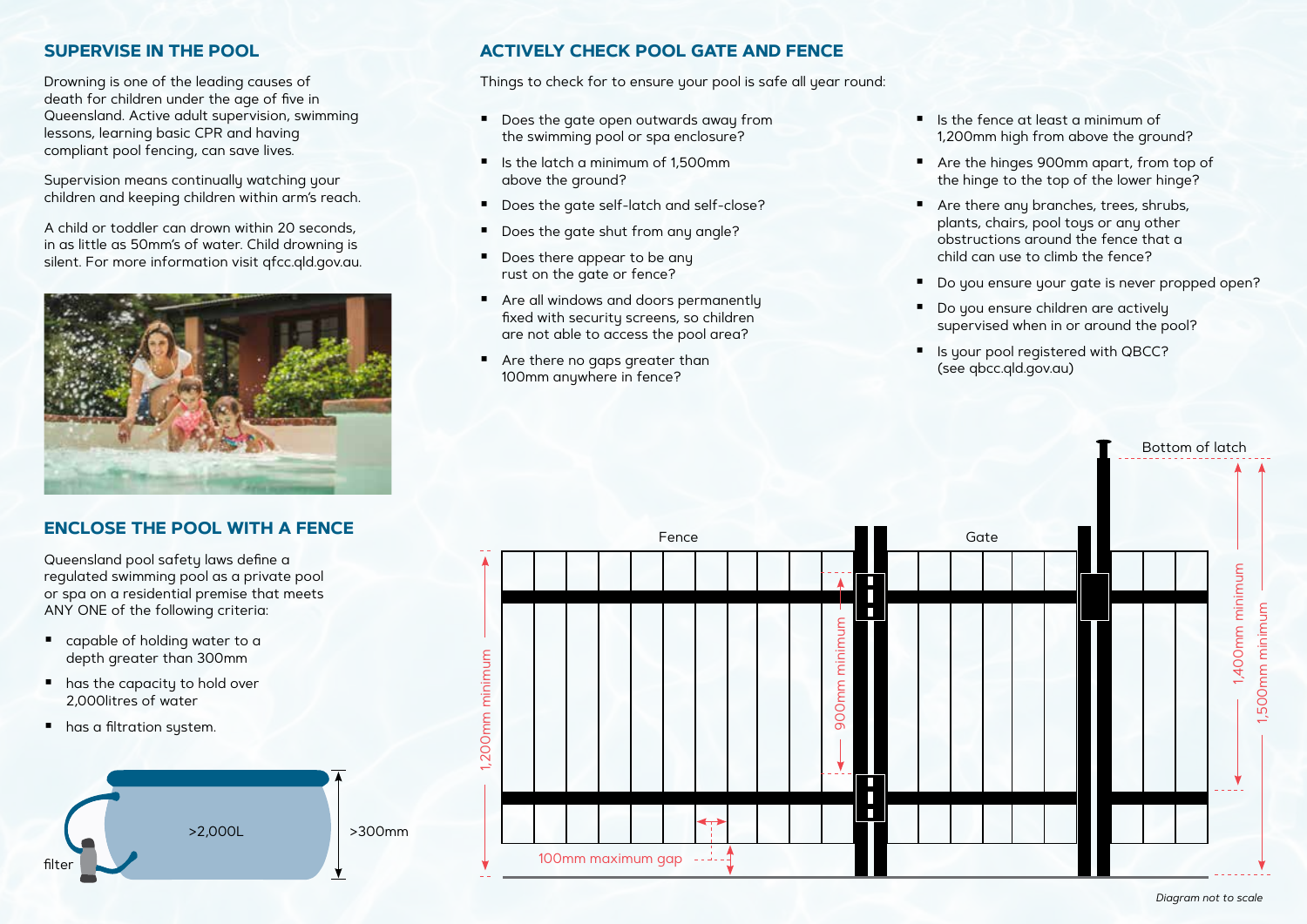## SUPERVISE IN THE POOL

Drowning is one of the leading causes of death for children under the age of five in Queensland. Active adult supervision, swimming lessons, learning basic CPR and having compliant pool fencing, can save lives.

Supervision means continually watching your children and keeping children within arm's reach.

A child or toddler can drown within 20 seconds, in as little as 50mm's of water. Child drowning is silent. For more information visit qfcc.qld.gov.au.

## ENCLOSE THE POOL WITH A FENCE

Queensland pool safety laws define a regulated swimming pool as a private pool or spa on a residential premise that meets ANY ONE of the following criteria:

- capable of holding water to a depth greater than 300mm
- has the capacity to hold over 2,000litres of water
- has a filtration system.

>2,000L

>300mm

filter

## ACTIVELY CHECK POOL GATE AND FENCE

Things to check for to ensure your pool is safe all year round:

- Does the gate open outwards away from the swimming pool or spa enclosure?
- Is the latch a minimum of 1,500mm above the ground?
- Does the gate self-latch and self-close?
- Does the gate shut from any angle?
- Does there appear to be any rust on the gate or fence?
- Are all windows and doors permanently fixed with security screens, so children are not able to access the pool area?
- Are there no gaps greater than 100mm anywhere in fence?
- Is the fence at least a minimum of 1,200mm high from above the ground?
- Are the hinges 900mm apart, from top of the hinge to the top of the lower hinge?
- Are there any branches, trees, shrubs, plants, chairs, pool toys or any other obstructions around the fence that a child can use to climb the fence?
- Do you ensure your gate is never propped open?
- Do you ensure children are actively supervised when in or around the pool?
- Is your pool registered with QBCC? (see qbcc.qld.gov.au)

Bottom of latch

Fence

Gate

1,200mm minimum

900mm minimum

1,400mm minimum

1,500mm minimum

100mm maximum gap

*Diagram not to scale*